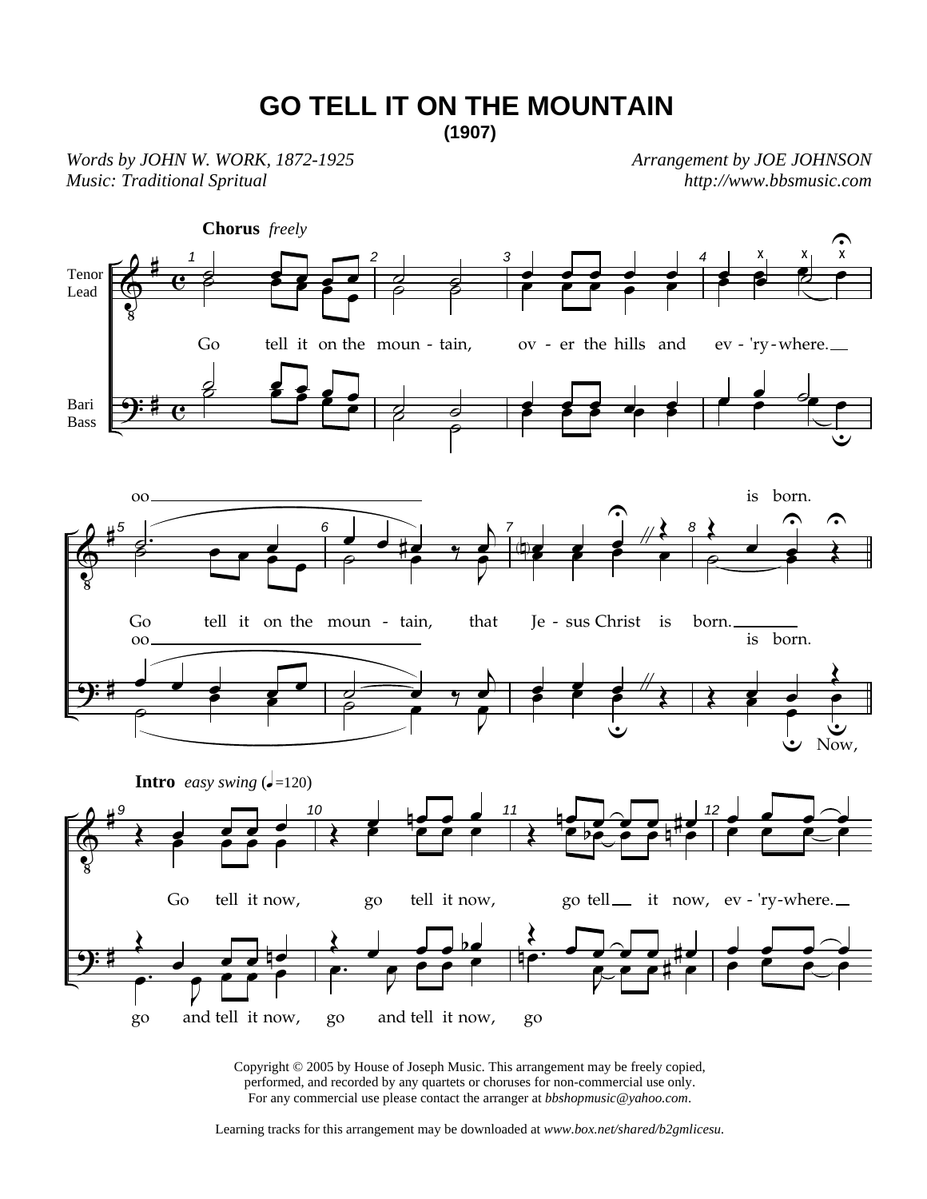# GO TELL IT ON THE MOUNTAIN

**(1907)**

*Words by JOHN W. WORK, 1872-1925*
*Music: Traditional Spritual*

*Arrangement by JOE JOHNSON*
*http://www.bbsmusic.com*

**Chorus** *freely*

Tenor / Lead

Go tell it on the moun - tain, ov - er the hills and ev - 'ry - where.

Bari / Bass

oo is born.

Go tell it on the moun - tain, that Je - sus Christ is born.

oo is born.

Now,

**Intro** *easy swing* (♩=120)

Go tell it now, go tell it now, go tell it now, ev - 'ry - where.

go and tell it now, go and tell it now, go

Copyright © 2005 by House of Joseph Music. This arrangement may be freely copied, performed, and recorded by any quartets or choruses for non-commercial use only. For any commercial use please contact the arranger at *bbshopmusic@yahoo.com*.

Learning tracks for this arrangement may be downloaded at *www.box.net/shared/b2gmlicesu*.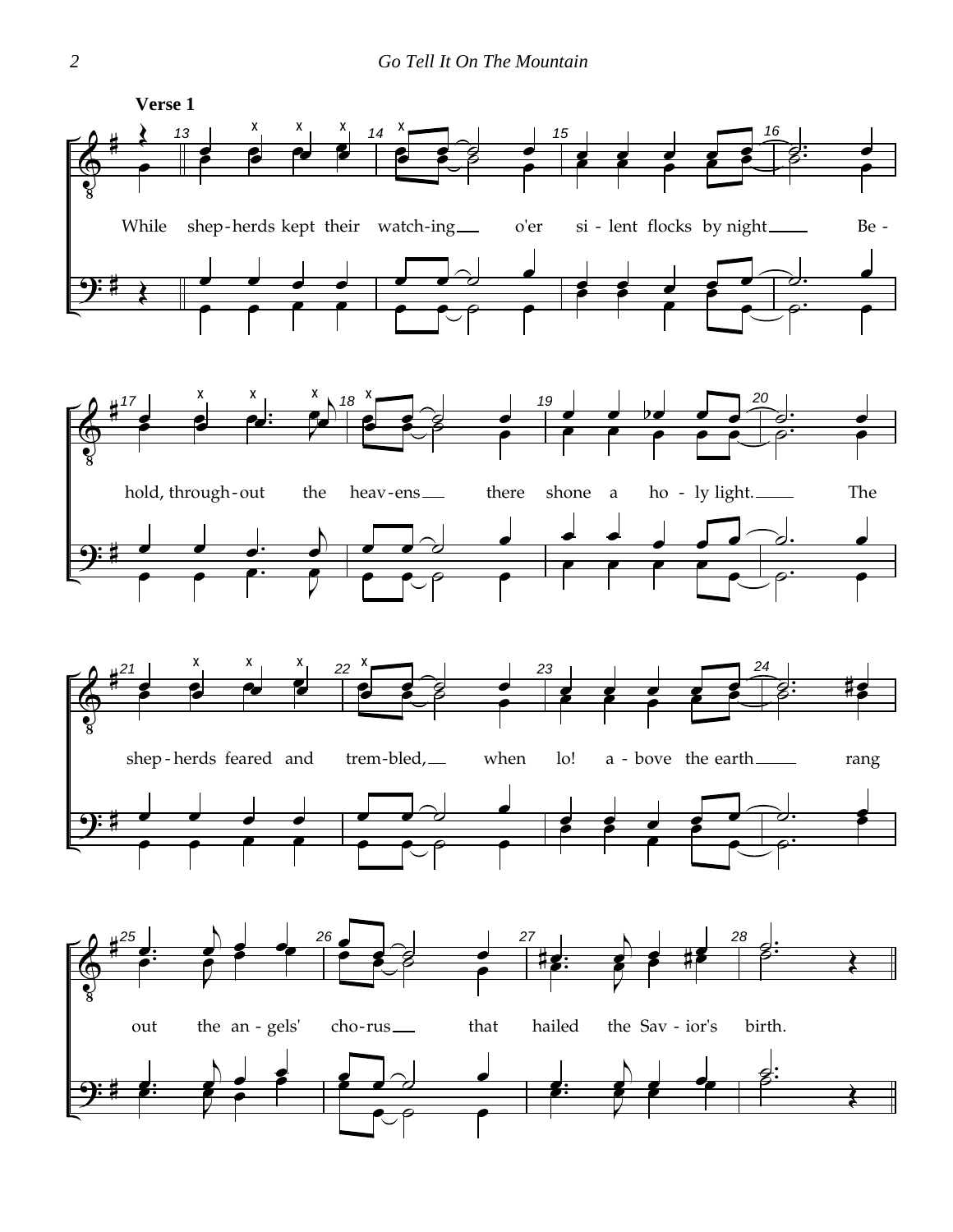**Verse 1**

While shep-herds kept their watch-ing___ o'er si-lent flocks by night___ Be-

hold, through-out the heav-ens___ there shone a ho-ly light.___ The

shep-herds feared and trem-bled,___ when lo! a-bove the earth___ rang

out the an-gels' cho-rus___ that hailed the Sav-ior's birth.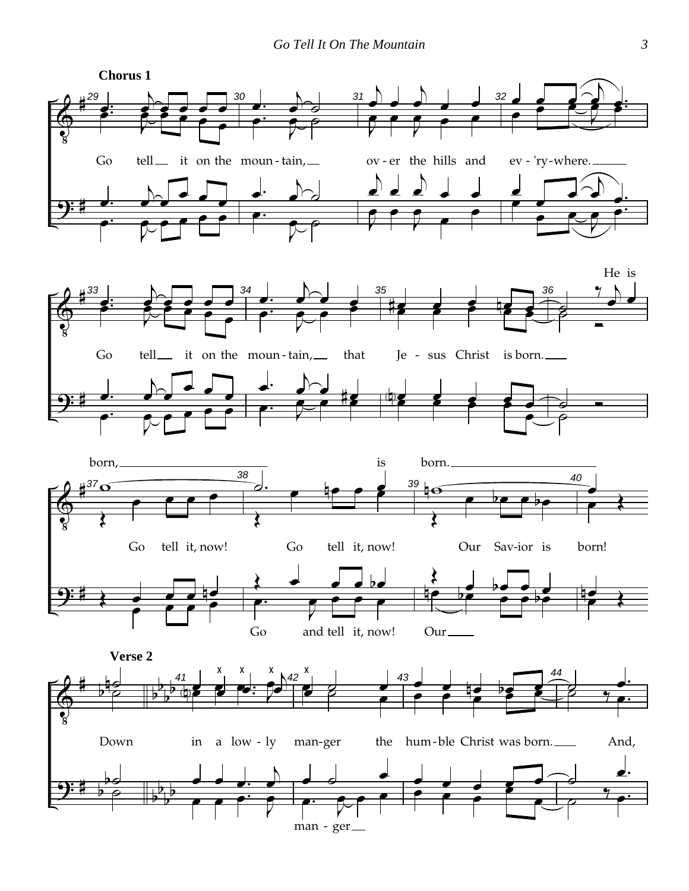**Chorus 1**

Go tell it on the moun-tain, ov-er the hills and ev-'ry-where.

Go tell it on the moun-tain, that Je-sus Christ is born.

He is born, is born.

Go tell it, now! Go tell it, now! Our Sav-ior is born!

Go and tell it, now! Our

**Verse 2**

Down in a low-ly man-ger the hum-ble Christ was born. And,

man-ger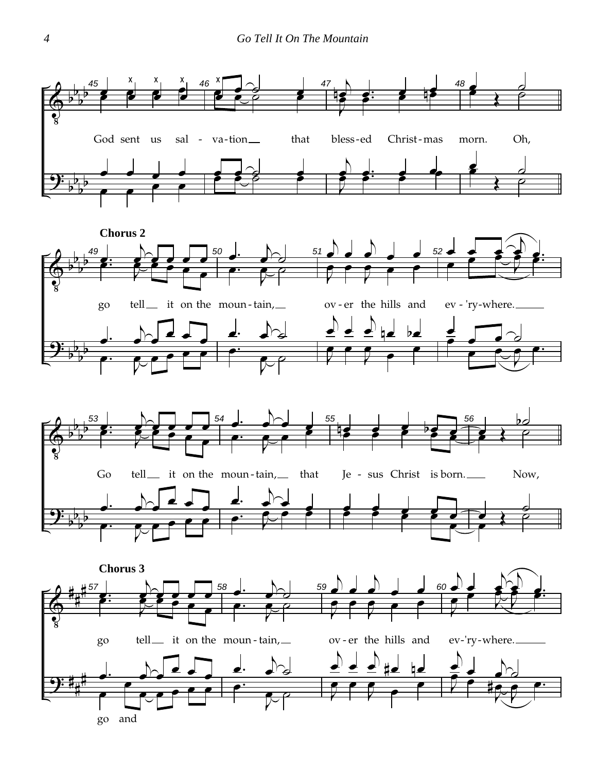God sent us sal - va-tion that bless-ed Christ-mas morn. Oh,

**Chorus 2**

go tell it on the moun-tain, ov-er the hills and ev-'ry-where.

Go tell it on the moun-tain, that Je-sus Christ is born. Now,

**Chorus 3**

go tell it on the moun-tain, ov-er the hills and ev-'ry-where.

go and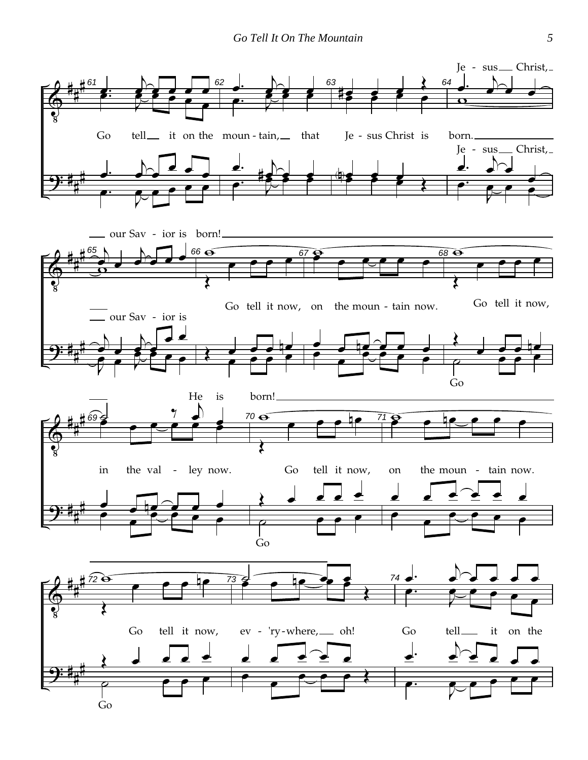Je - sus Christ,

Go tell it on the moun - tain, that Je - sus Christ is born.

Je - sus Christ,

our Sav - ior is born!

Go tell it now, on the moun - tain now. Go tell it now,

our Sav - ior is

Go

He is born!

in the val - ley now. Go tell it now, on the moun - tain now.

Go

Go tell it now, ev - 'ry - where, oh! Go tell it on the

Go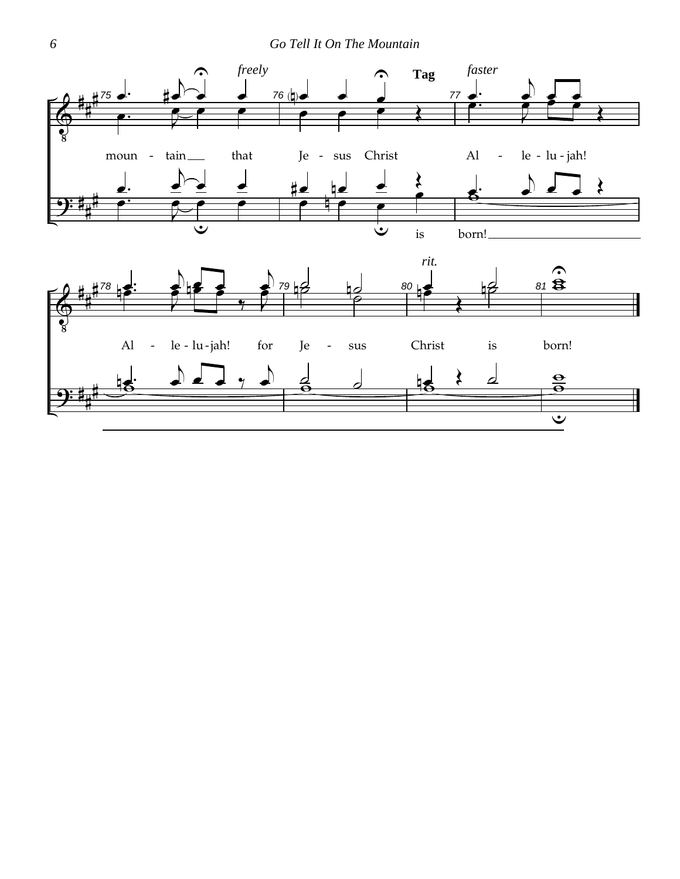*freely*

**Tag**

*faster*

moun - tain ___ that Je - sus Christ Al - le - lu - jah!

is born!

*rit.*

Al - le - lu - jah! for Je - sus Christ is born!